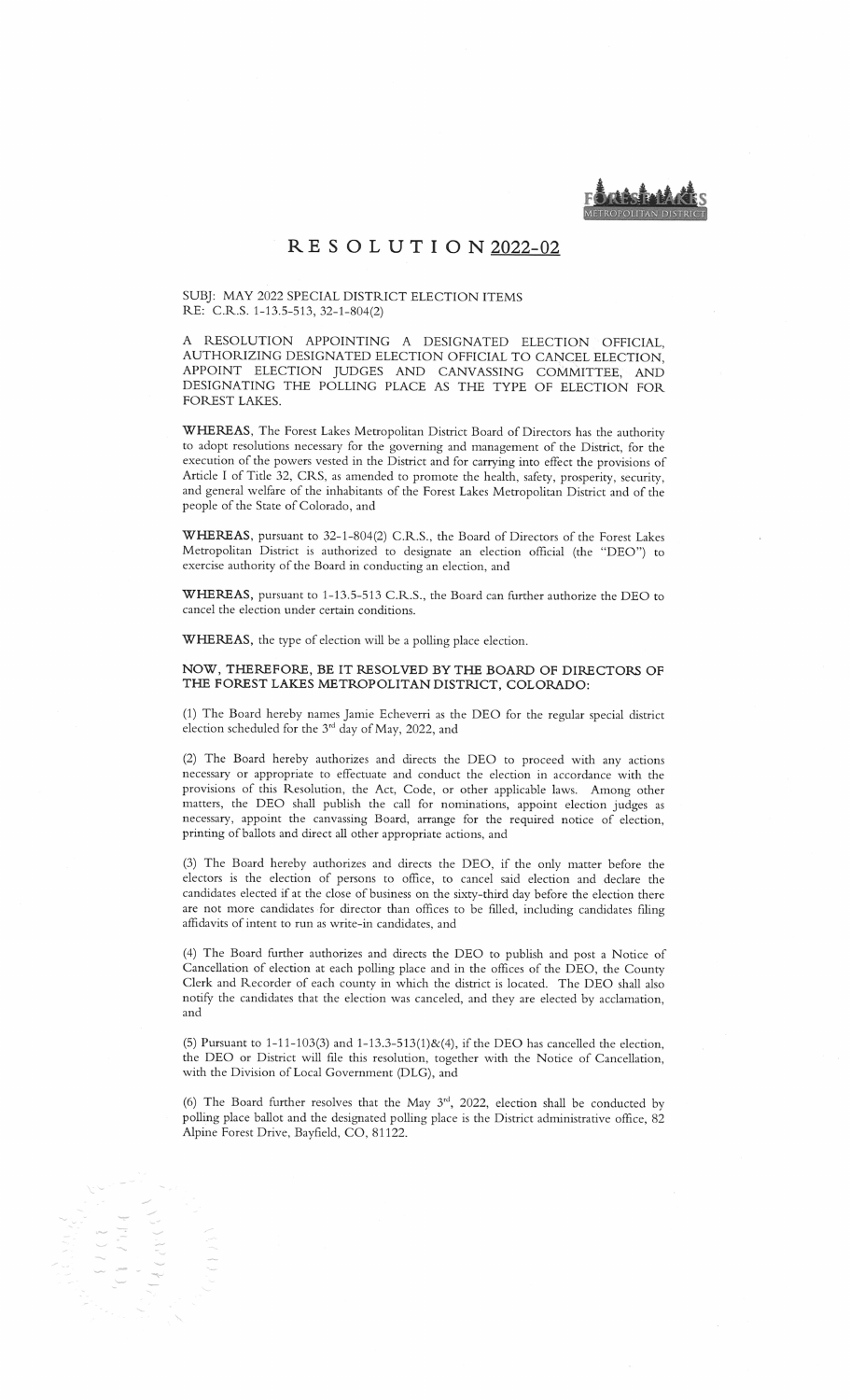FOREST LAKES METROPOLITAN DISTRICT

# RESOLUTION 2022-02

SUBJ: MAY 2022 SPECIAL DISTRICT ELECTION ITEMS
RE: C.R.S. 1-13.5-513, 32-1-804(2)

A RESOLUTION APPOINTING A DESIGNATED ELECTION OFFICIAL, AUTHORIZING DESIGNATED ELECTION OFFICIAL TO CANCEL ELECTION, APPOINT ELECTION JUDGES AND CANVASSING COMMITTEE, AND DESIGNATING THE POLLING PLACE AS THE TYPE OF ELECTION FOR FOREST LAKES.

**WHEREAS**, The Forest Lakes Metropolitan District Board of Directors has the authority to adopt resolutions necessary for the governing and management of the District, for the execution of the powers vested in the District and for carrying into effect the provisions of Article I of Title 32, CRS, as amended to promote the health, safety, prosperity, security, and general welfare of the inhabitants of the Forest Lakes Metropolitan District and of the people of the State of Colorado, and

**WHEREAS**, pursuant to 32-1-804(2) C.R.S., the Board of Directors of the Forest Lakes Metropolitan District is authorized to designate an election official (the "DEO") to exercise authority of the Board in conducting an election, and

**WHEREAS**, pursuant to 1-13.5-513 C.R.S., the Board can further authorize the DEO to cancel the election under certain conditions.

**WHEREAS**, the type of election will be a polling place election.

**NOW, THEREFORE, BE IT RESOLVED BY THE BOARD OF DIRECTORS OF THE FOREST LAKES METROPOLITAN DISTRICT, COLORADO:**

(1) The Board hereby names Jamie Echeverri as the DEO for the regular special district election scheduled for the 3rd day of May, 2022, and

(2) The Board hereby authorizes and directs the DEO to proceed with any actions necessary or appropriate to effectuate and conduct the election in accordance with the provisions of this Resolution, the Act, Code, or other applicable laws. Among other matters, the DEO shall publish the call for nominations, appoint election judges as necessary, appoint the canvassing Board, arrange for the required notice of election, printing of ballots and direct all other appropriate actions, and

(3) The Board hereby authorizes and directs the DEO, if the only matter before the electors is the election of persons to office, to cancel said election and declare the candidates elected if at the close of business on the sixty-third day before the election there are not more candidates for director than offices to be filled, including candidates filing affidavits of intent to run as write-in candidates, and

(4) The Board further authorizes and directs the DEO to publish and post a Notice of Cancellation of election at each polling place and in the offices of the DEO, the County Clerk and Recorder of each county in which the district is located. The DEO shall also notify the candidates that the election was canceled, and they are elected by acclamation, and

(5) Pursuant to 1-11-103(3) and 1-13.3-513(1)&(4), if the DEO has cancelled the election, the DEO or District will file this resolution, together with the Notice of Cancellation, with the Division of Local Government (DLG), and

(6) The Board further resolves that the May 3rd, 2022, election shall be conducted by polling place ballot and the designated polling place is the District administrative office, 82 Alpine Forest Drive, Bayfield, CO, 81122.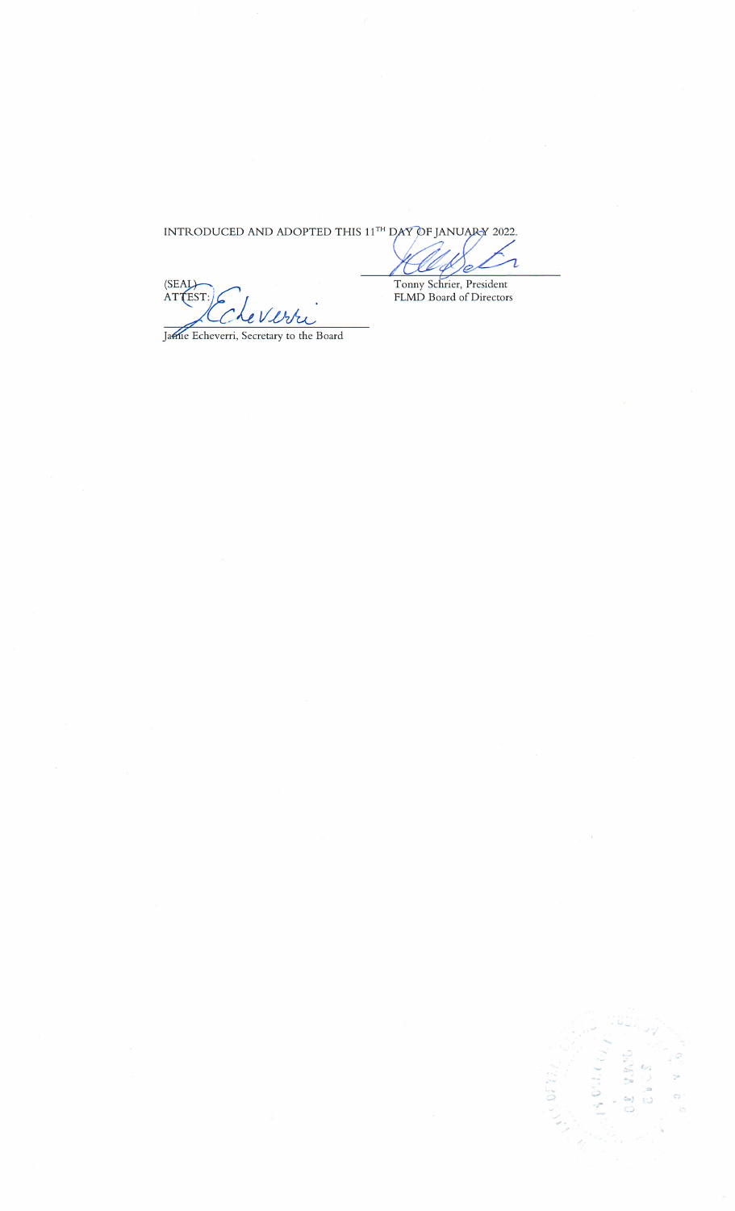INTRODUCED AND ADOPTED THIS 11TH DAY OF JANUARY 2022.

Tonny Schrier, President
FLMD Board of Directors

(SEAL)
ATTEST:

Jamie Echeverri, Secretary to the Board